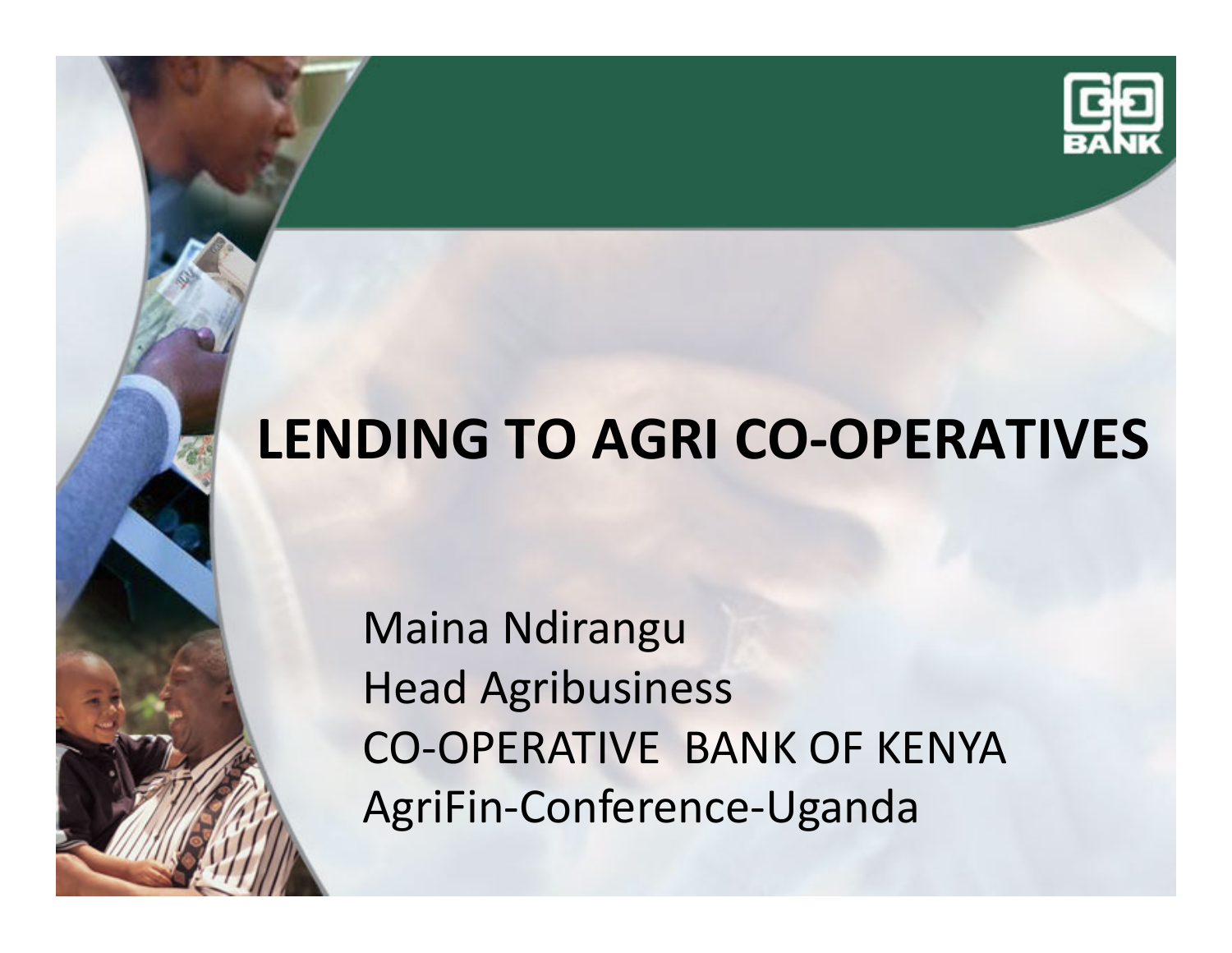# LENDING TO AGRI CO-OPERATIVES

Maina Ndirangu
Head Agribusiness
CO-OPERATIVE BANK OF KENYA
AgriFin-Conference-Uganda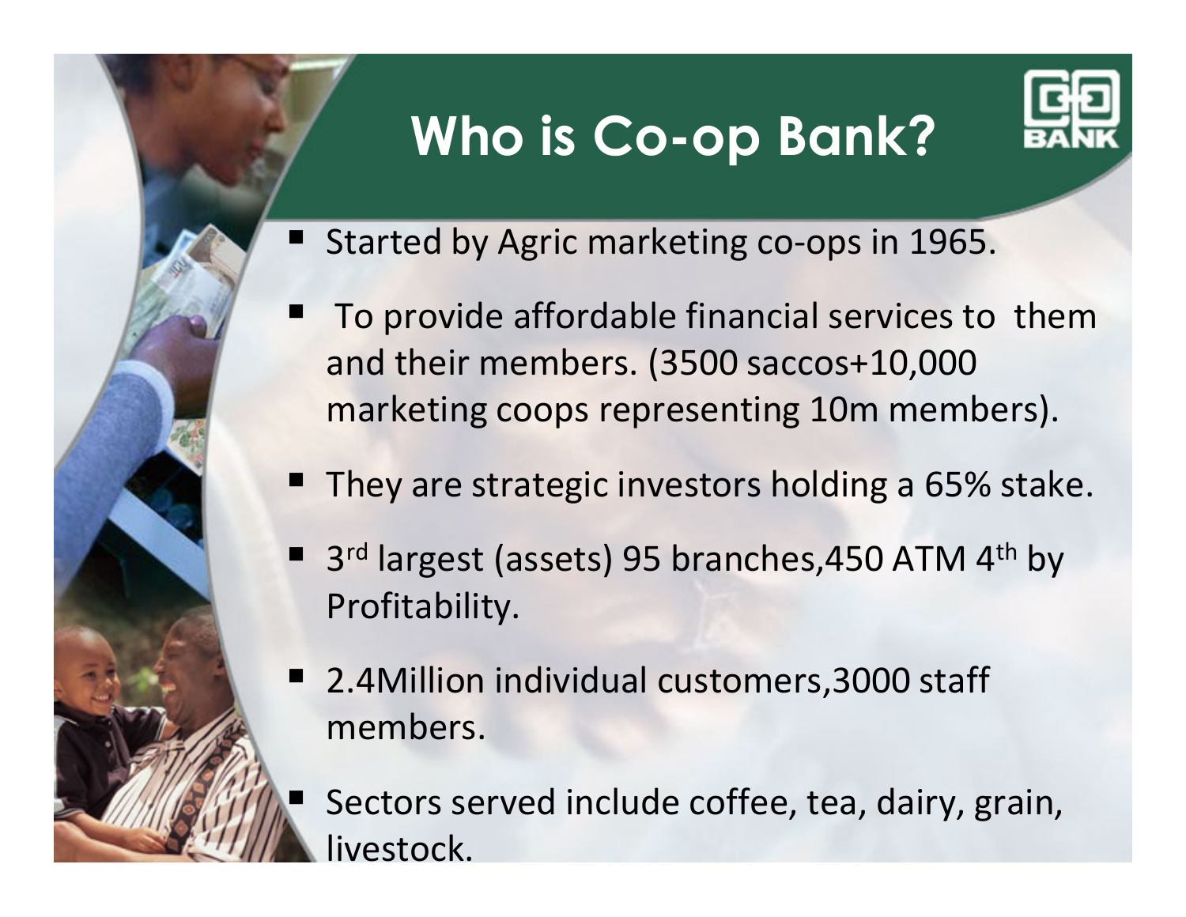# Who is Co-op Bank?

- Started by Agric marketing co-ops in 1965.
- To provide affordable financial services to them and their members. (3500 saccos+10,000 marketing coops representing 10m members).
- They are strategic investors holding a 65% stake.
- 3rd largest (assets) 95 branches,450 ATM 4th by Profitability.
- 2.4Million individual customers,3000 staff members.
- Sectors served include coffee, tea, dairy, grain, livestock.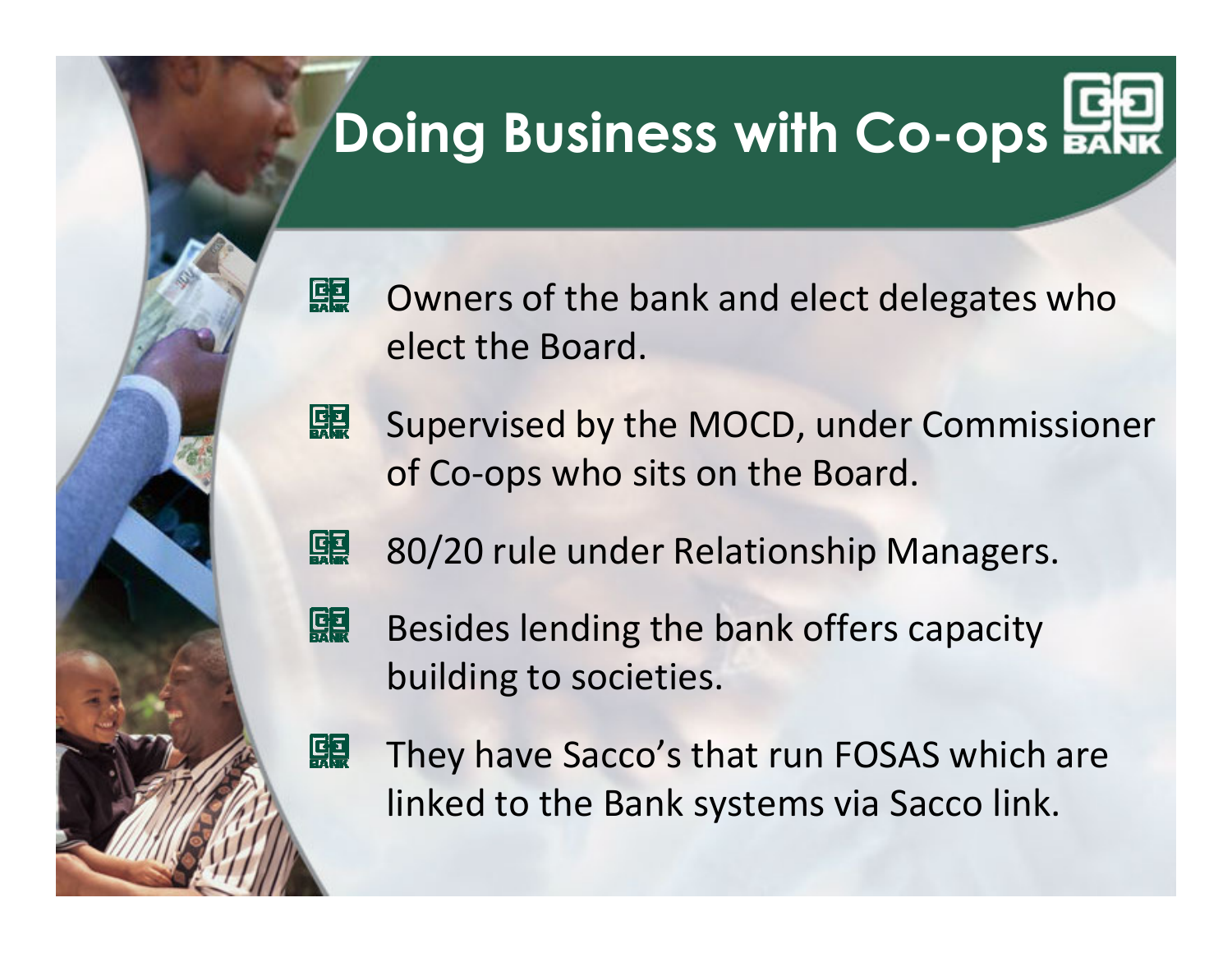# Doing Business with Co-ops

- Owners of the bank and elect delegates who elect the Board.
- Supervised by the MOCD, under Commissioner of Co-ops who sits on the Board.
- 80/20 rule under Relationship Managers.
- Besides lending the bank offers capacity building to societies.
- They have Sacco's that run FOSAS which are linked to the Bank systems via Sacco link.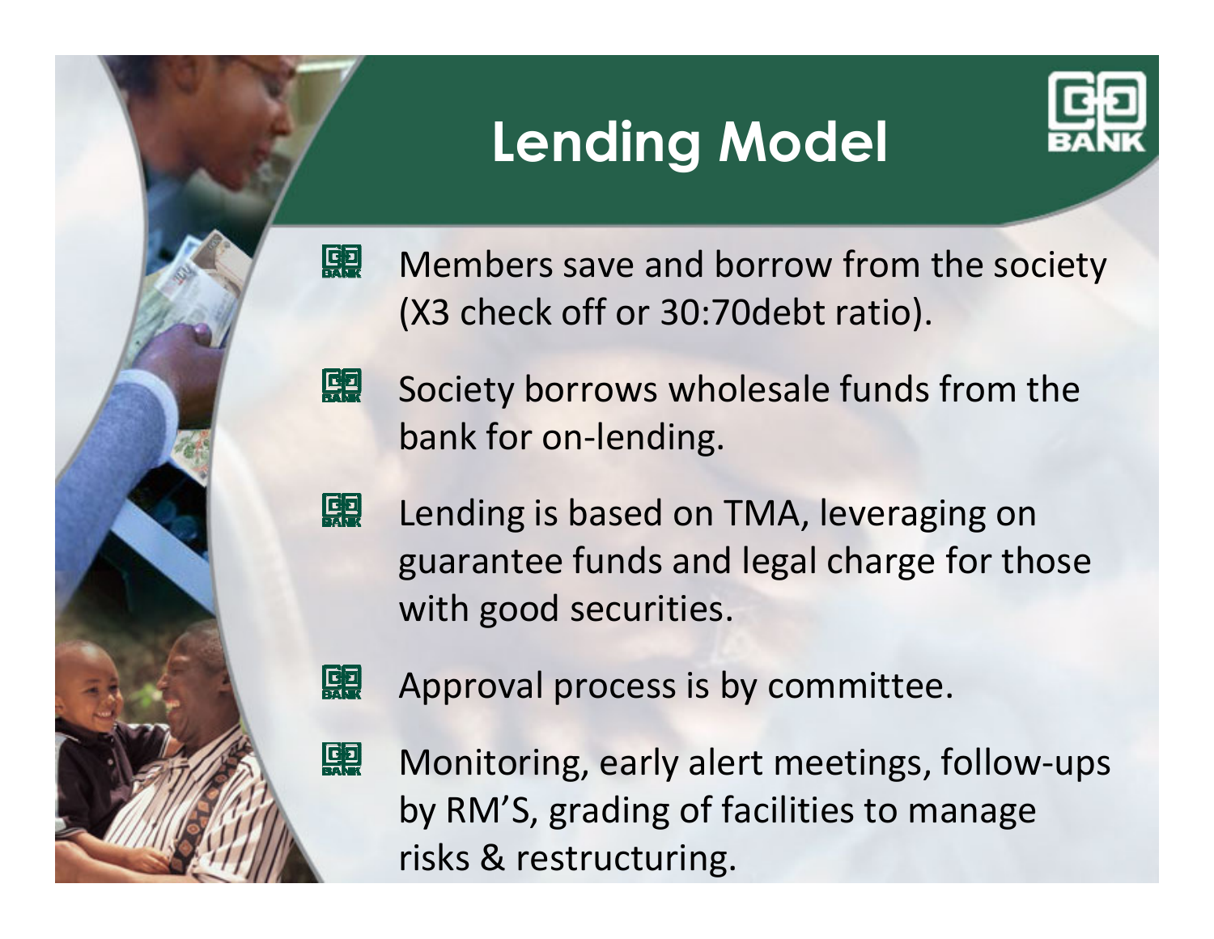# Lending Model

- Members save and borrow from the society (X3 check off or 30:70debt ratio).
- Society borrows wholesale funds from the bank for on-lending.
- Lending is based on TMA, leveraging on guarantee funds and legal charge for those with good securities.
- Approval process is by committee.
- Monitoring, early alert meetings, follow-ups by RM'S, grading of facilities to manage risks & restructuring.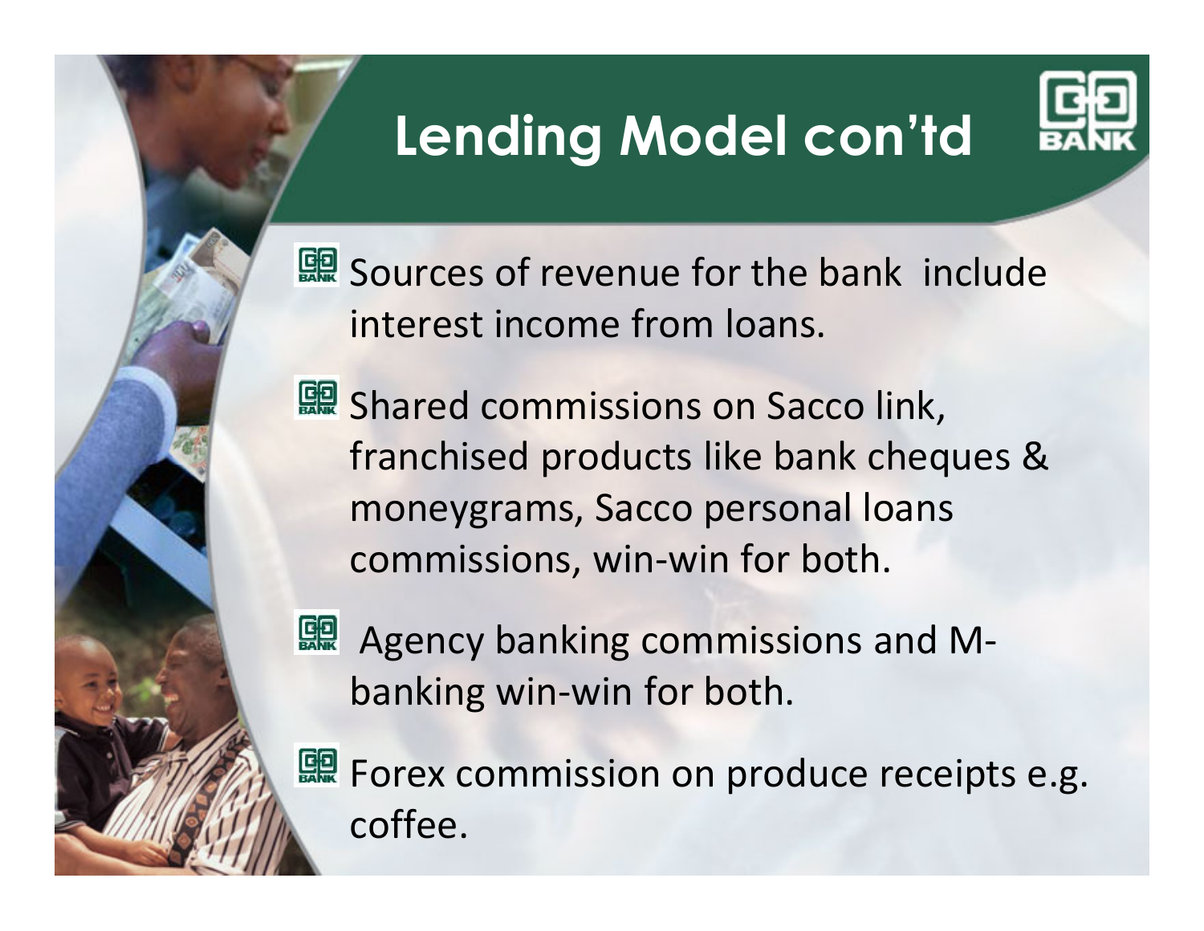# Lending Model con'td

- Sources of revenue for the bank include interest income from loans.
- Shared commissions on Sacco link, franchised products like bank cheques & moneygrams, Sacco personal loans commissions, win-win for both.
- Agency banking commissions and M-banking win-win for both.
- Forex commission on produce receipts e.g. coffee.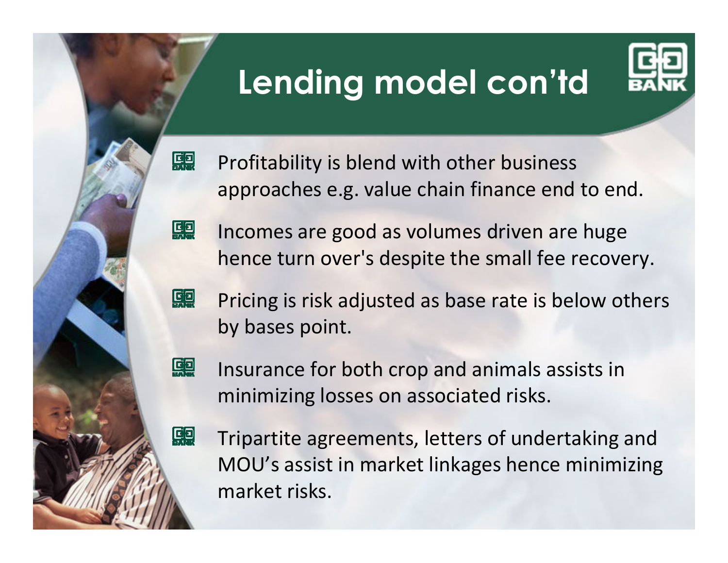# Lending model con'td

- Profitability is blend with other business approaches e.g. value chain finance end to end.
- Incomes are good as volumes driven are huge hence turn over's despite the small fee recovery.
- Pricing is risk adjusted as base rate is below others by bases point.
- Insurance for both crop and animals assists in minimizing losses on associated risks.
- Tripartite agreements, letters of undertaking and MOU's assist in market linkages hence minimizing market risks.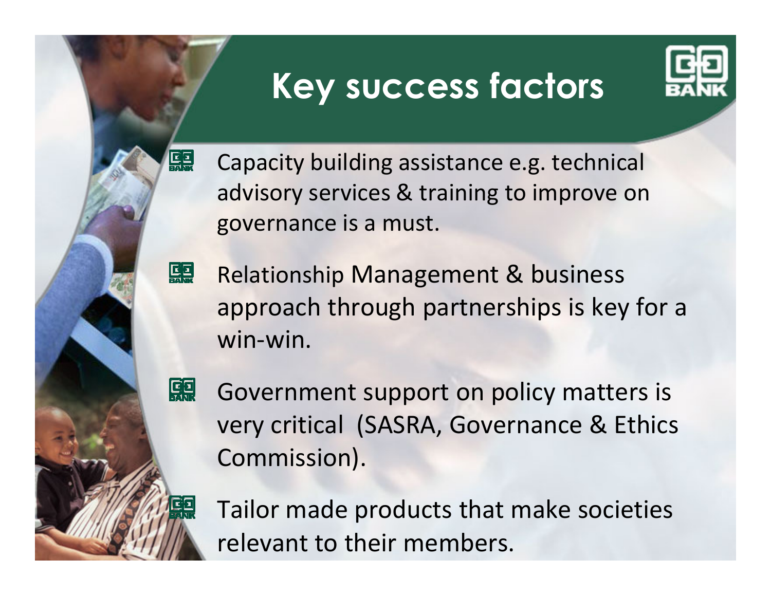# Key success factors

- Capacity building assistance e.g. technical advisory services & training to improve on governance is a must.
- Relationship Management & business approach through partnerships is key for a win-win.
- Government support on policy matters is very critical (SASRA, Governance & Ethics Commission).
- Tailor made products that make societies relevant to their members.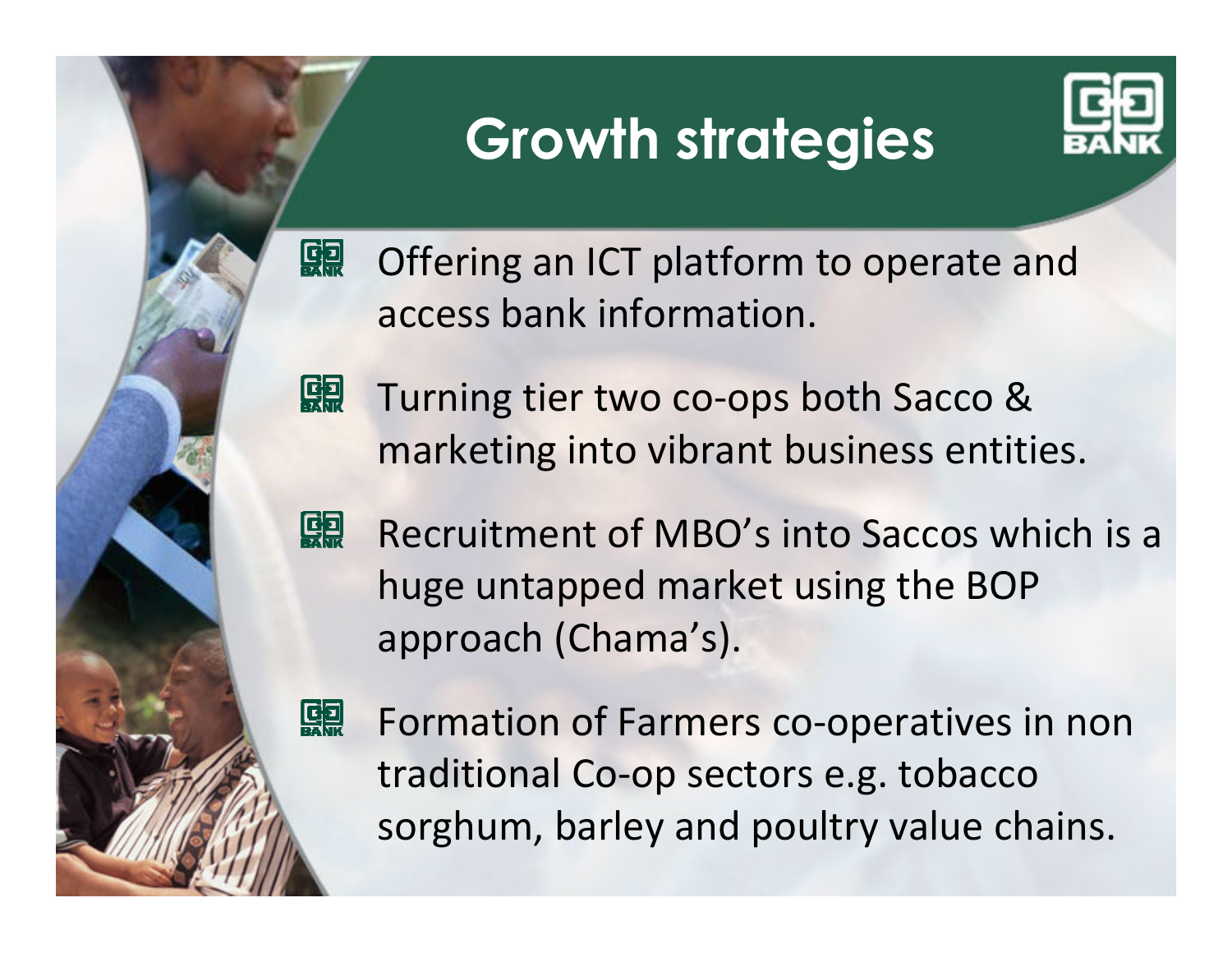# Growth strategies

- Offering an ICT platform to operate and access bank information.
- Turning tier two co-ops both Sacco & marketing into vibrant business entities.
- Recruitment of MBO's into Saccos which is a huge untapped market using the BOP approach (Chama's).
- Formation of Farmers co-operatives in non traditional Co-op sectors e.g. tobacco sorghum, barley and poultry value chains.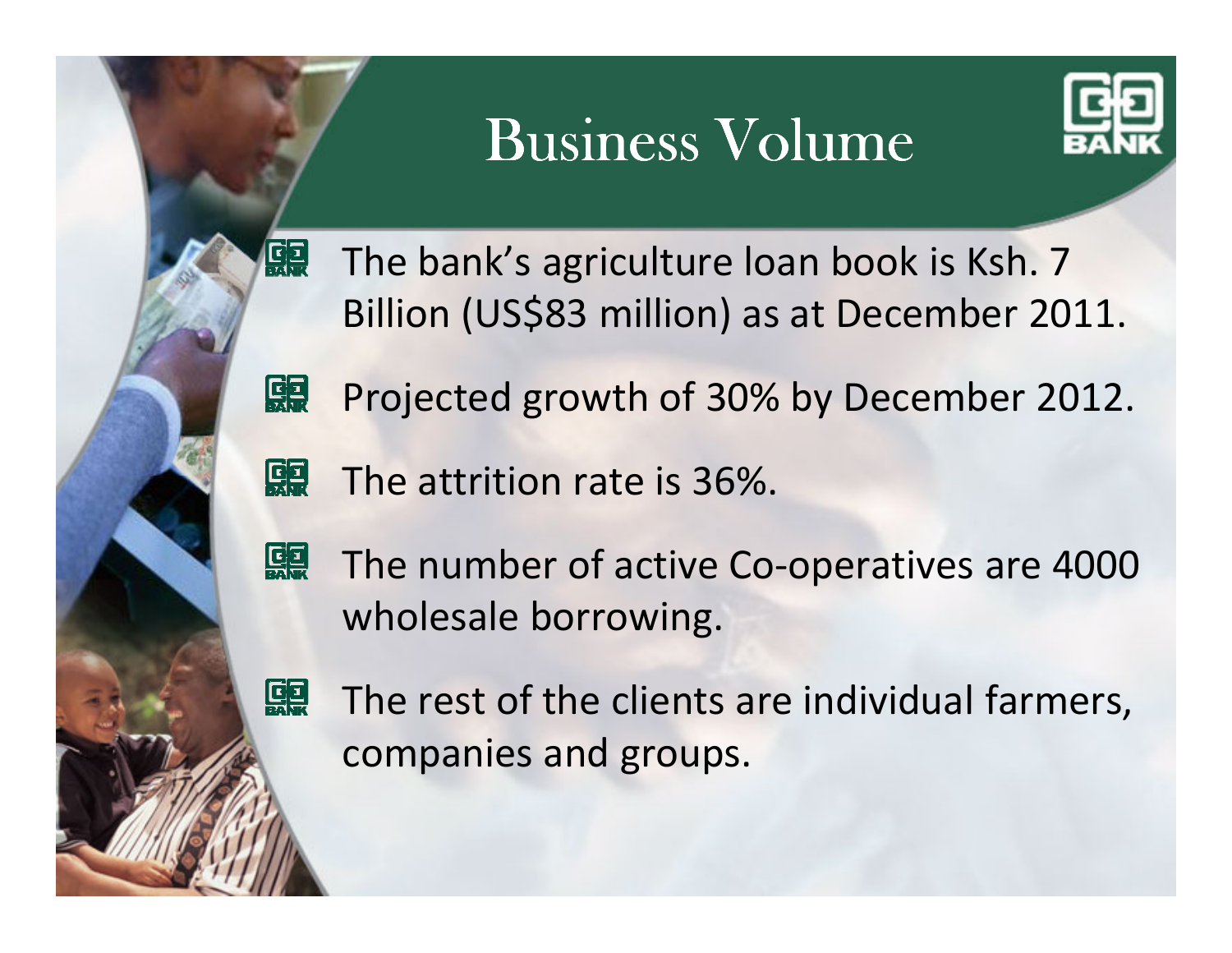# Business Volume

- The bank's agriculture loan book is Ksh. 7 Billion (US$83 million) as at December 2011.
- Projected growth of 30% by December 2012.
- The attrition rate is 36%.
- The number of active Co-operatives are 4000 wholesale borrowing.
- The rest of the clients are individual farmers, companies and groups.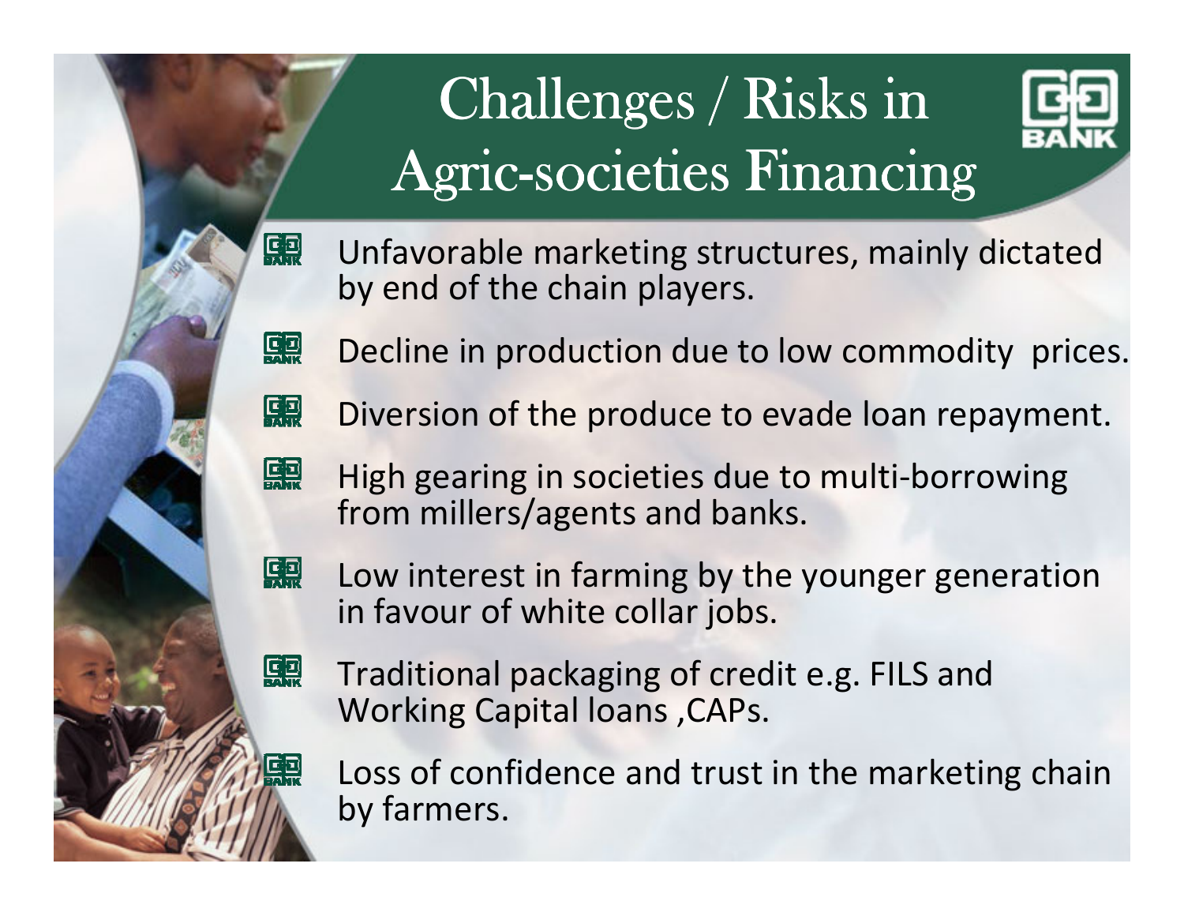# Challenges / Risks in Agric-societies Financing

- Unfavorable marketing structures, mainly dictated by end of the chain players.
- Decline in production due to low commodity prices.
- Diversion of the produce to evade loan repayment.
- High gearing in societies due to multi-borrowing from millers/agents and banks.
- Low interest in farming by the younger generation in favour of white collar jobs.
- Traditional packaging of credit e.g. FILS and Working Capital loans ,CAPs.
- Loss of confidence and trust in the marketing chain by farmers.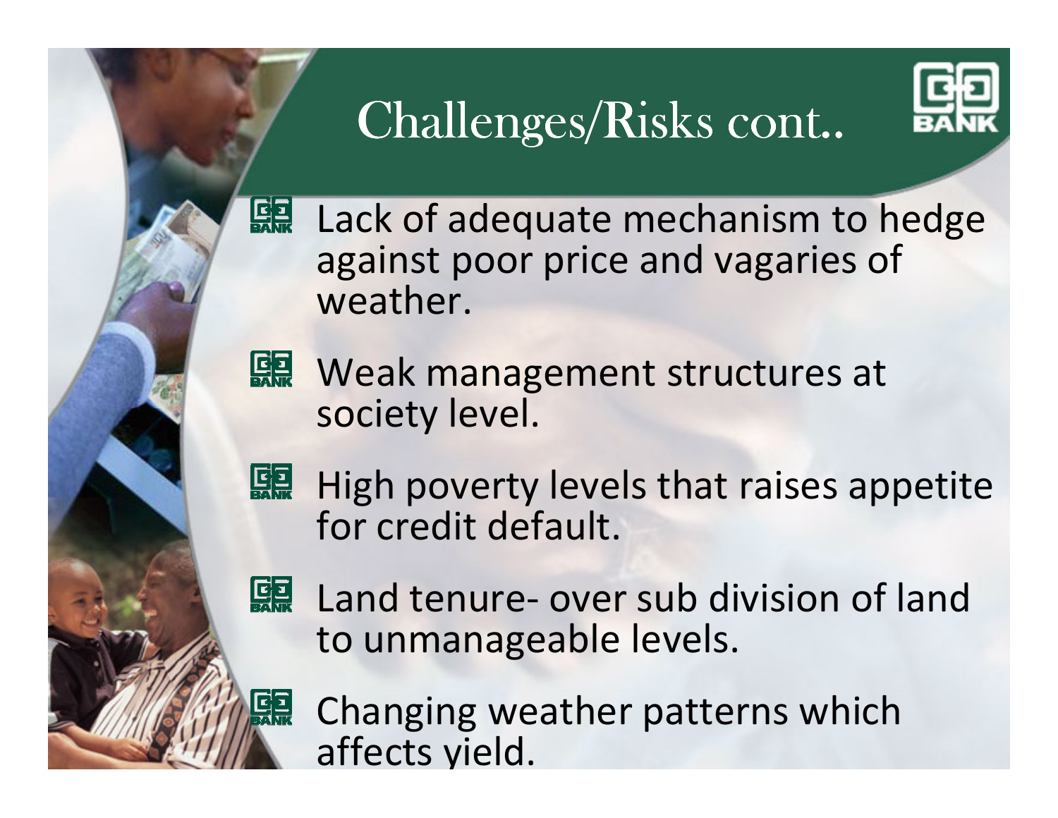# Challenges/Risks cont..

- Lack of adequate mechanism to hedge against poor price and vagaries of weather.
- Weak management structures at society level.
- High poverty levels that raises appetite for credit default.
- Land tenure- over sub division of land to unmanageable levels.
- Changing weather patterns which affects yield.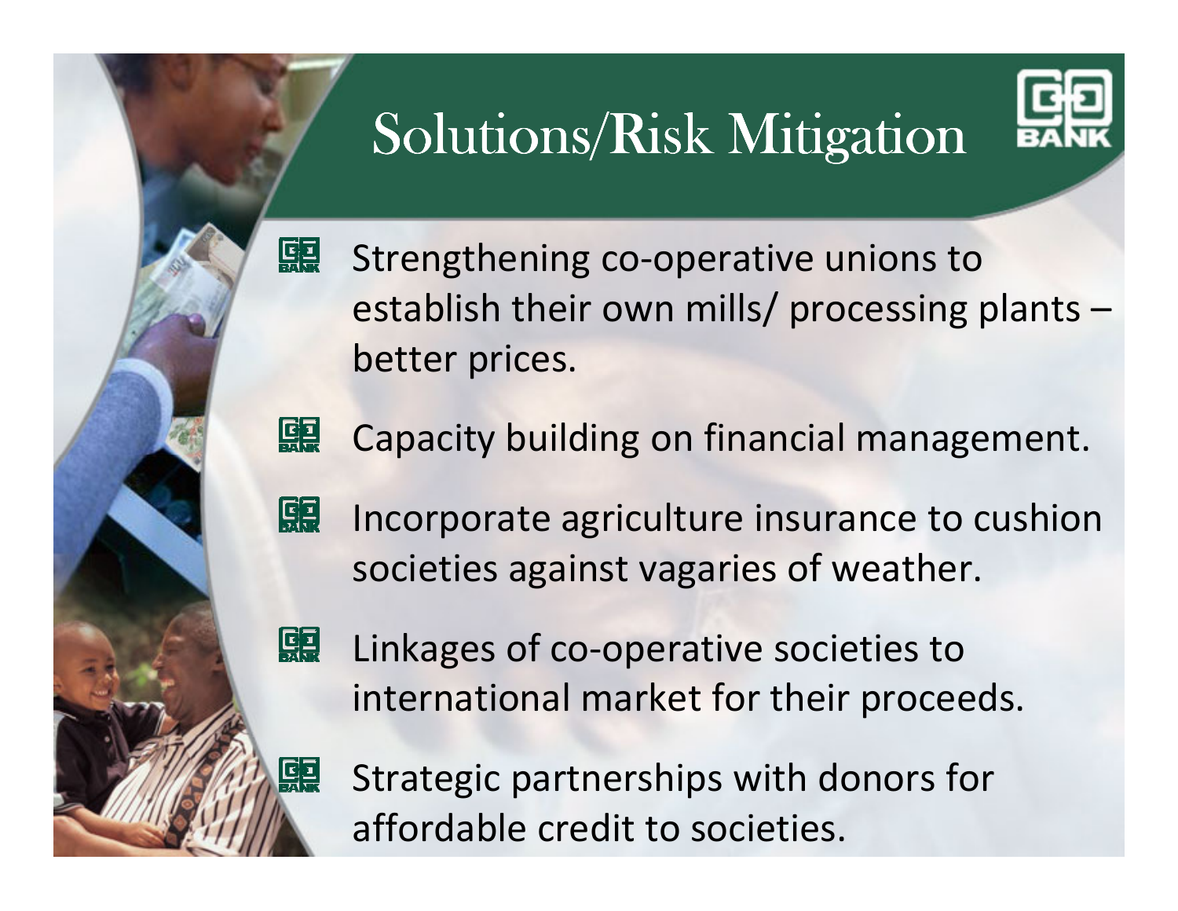# Solutions/Risk Mitigation

- Strengthening co-operative unions to establish their own mills/ processing plants – better prices.
- Capacity building on financial management.
- Incorporate agriculture insurance to cushion societies against vagaries of weather.
- Linkages of co-operative societies to international market for their proceeds.
- Strategic partnerships with donors for affordable credit to societies.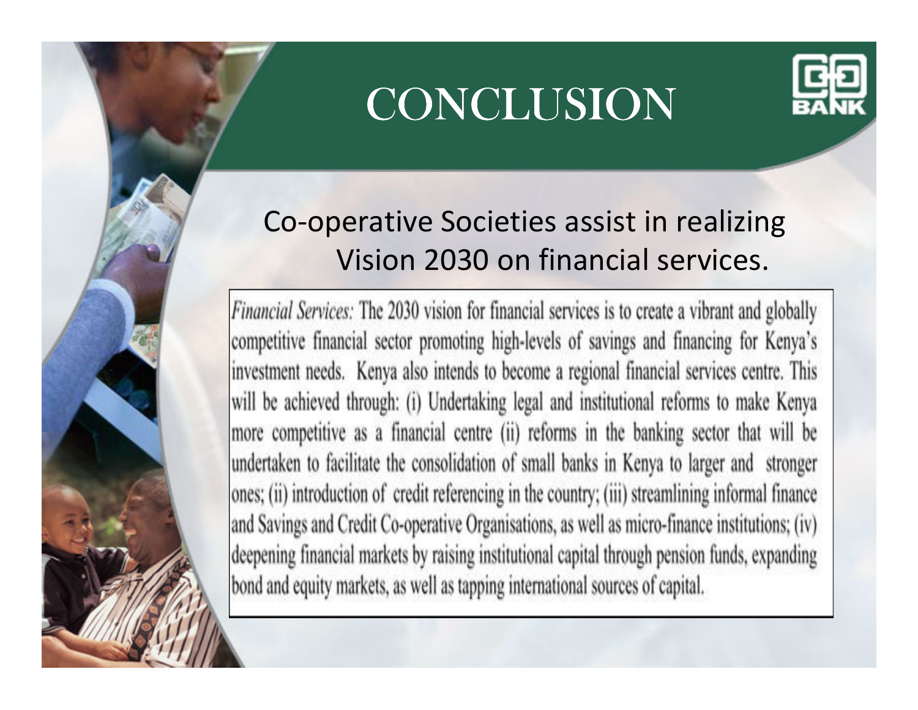# CONCLUSION

Co-operative Societies assist in realizing Vision 2030 on financial services.

*Financial Services:* The 2030 vision for financial services is to create a vibrant and globally competitive financial sector promoting high-levels of savings and financing for Kenya's investment needs. Kenya also intends to become a regional financial services centre. This will be achieved through: (i) Undertaking legal and institutional reforms to make Kenya more competitive as a financial centre (ii) reforms in the banking sector that will be undertaken to facilitate the consolidation of small banks in Kenya to larger and stronger ones; (ii) introduction of credit referencing in the country; (iii) streamlining informal finance and Savings and Credit Co-operative Organisations, as well as micro-finance institutions; (iv) deepening financial markets by raising institutional capital through pension funds, expanding bond and equity markets, as well as tapping international sources of capital.